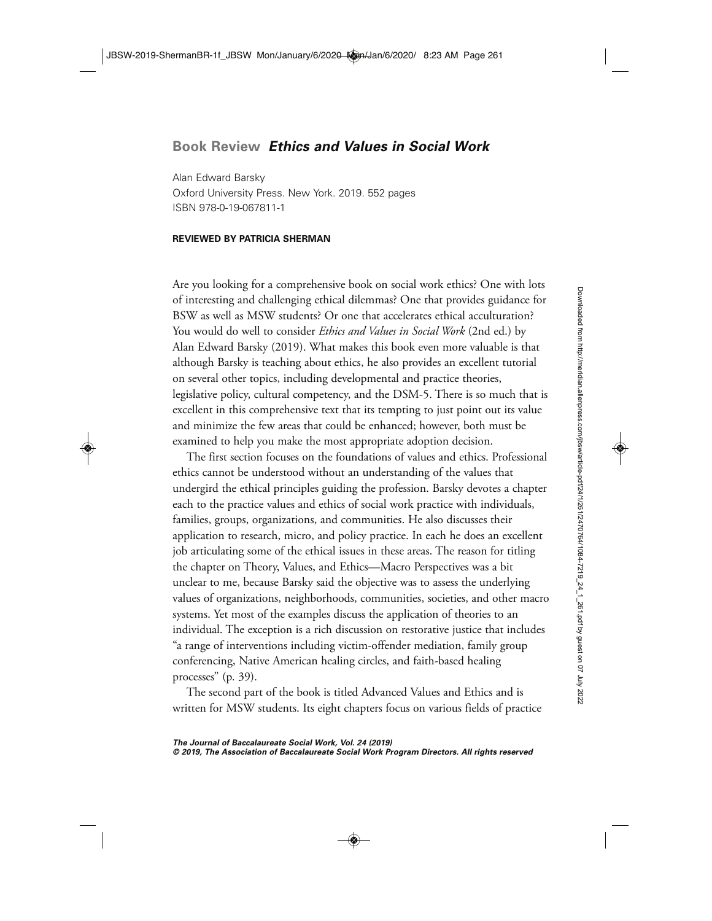# Book Review *Ethics and Values in Social Work*

Alan Edward Barsky
Oxford University Press. New York. 2019. 552 pages
ISBN 978-0-19-067811-1

**REVIEWED BY PATRICIA SHERMAN**

Are you looking for a comprehensive book on social work ethics? One with lots of interesting and challenging ethical dilemmas? One that provides guidance for BSW as well as MSW students? Or one that accelerates ethical acculturation? You would do well to consider *Ethics and Values in Social Work* (2nd ed.) by Alan Edward Barsky (2019). What makes this book even more valuable is that although Barsky is teaching about ethics, he also provides an excellent tutorial on several other topics, including developmental and practice theories, legislative policy, cultural competency, and the DSM-5. There is so much that is excellent in this comprehensive text that its tempting to just point out its value and minimize the few areas that could be enhanced; however, both must be examined to help you make the most appropriate adoption decision.

The first section focuses on the foundations of values and ethics. Professional ethics cannot be understood without an understanding of the values that undergird the ethical principles guiding the profession. Barsky devotes a chapter each to the practice values and ethics of social work practice with individuals, families, groups, organizations, and communities. He also discusses their application to research, micro, and policy practice. In each he does an excellent job articulating some of the ethical issues in these areas. The reason for titling the chapter on Theory, Values, and Ethics—Macro Perspectives was a bit unclear to me, because Barsky said the objective was to assess the underlying values of organizations, neighborhoods, communities, societies, and other macro systems. Yet most of the examples discuss the application of theories to an individual. The exception is a rich discussion on restorative justice that includes "a range of interventions including victim-offender mediation, family group conferencing, Native American healing circles, and faith-based healing processes" (p. 39).

The second part of the book is titled Advanced Values and Ethics and is written for MSW students. Its eight chapters focus on various fields of practice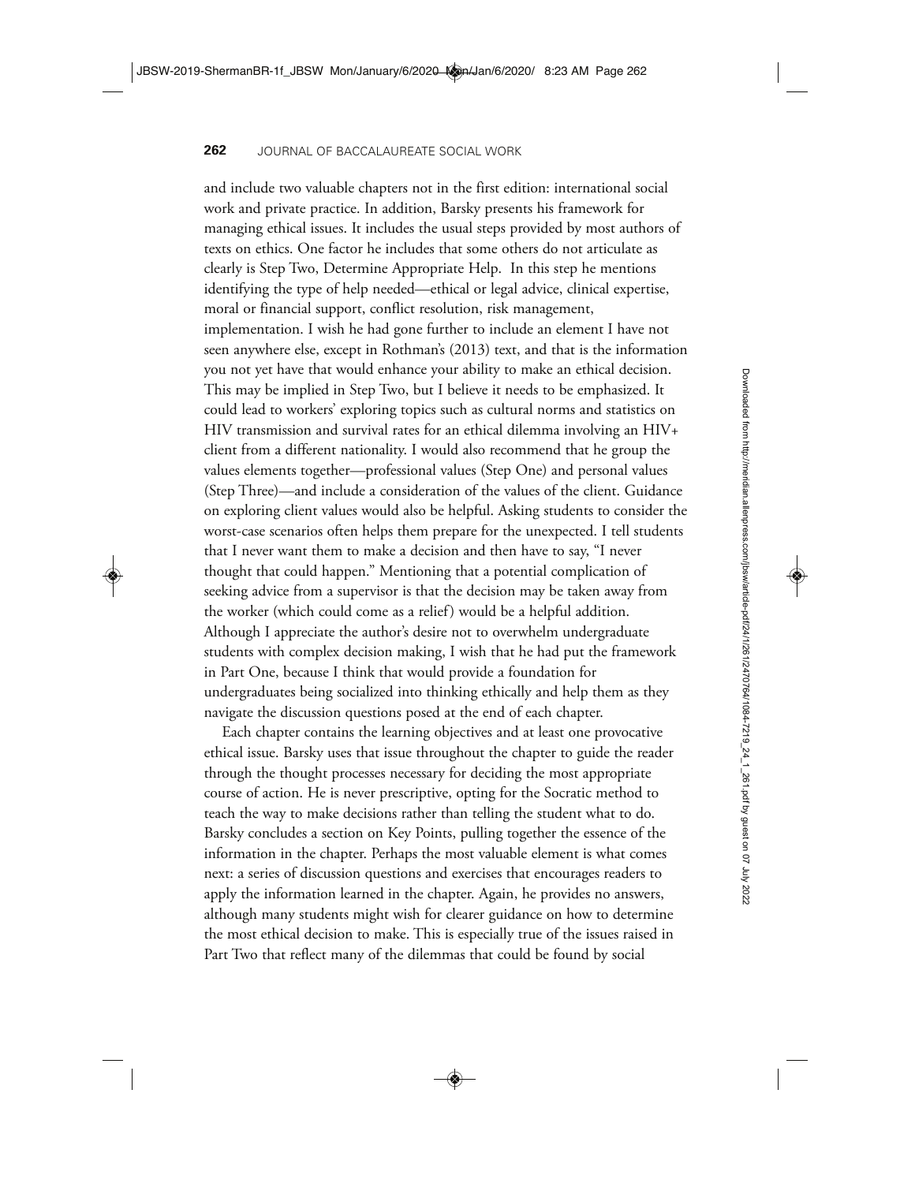and include two valuable chapters not in the first edition: international social work and private practice. In addition, Barsky presents his framework for managing ethical issues. It includes the usual steps provided by most authors of texts on ethics. One factor he includes that some others do not articulate as clearly is Step Two, Determine Appropriate Help. In this step he mentions identifying the type of help needed—ethical or legal advice, clinical expertise, moral or financial support, conflict resolution, risk management, implementation. I wish he had gone further to include an element I have not seen anywhere else, except in Rothman's (2013) text, and that is the information you not yet have that would enhance your ability to make an ethical decision. This may be implied in Step Two, but I believe it needs to be emphasized. It could lead to workers' exploring topics such as cultural norms and statistics on HIV transmission and survival rates for an ethical dilemma involving an HIV+ client from a different nationality. I would also recommend that he group the values elements together—professional values (Step One) and personal values (Step Three)—and include a consideration of the values of the client. Guidance on exploring client values would also be helpful. Asking students to consider the worst-case scenarios often helps them prepare for the unexpected. I tell students that I never want them to make a decision and then have to say, "I never thought that could happen." Mentioning that a potential complication of seeking advice from a supervisor is that the decision may be taken away from the worker (which could come as a relief) would be a helpful addition. Although I appreciate the author's desire not to overwhelm undergraduate students with complex decision making, I wish that he had put the framework in Part One, because I think that would provide a foundation for undergraduates being socialized into thinking ethically and help them as they navigate the discussion questions posed at the end of each chapter.

Each chapter contains the learning objectives and at least one provocative ethical issue. Barsky uses that issue throughout the chapter to guide the reader through the thought processes necessary for deciding the most appropriate course of action. He is never prescriptive, opting for the Socratic method to teach the way to make decisions rather than telling the student what to do. Barsky concludes a section on Key Points, pulling together the essence of the information in the chapter. Perhaps the most valuable element is what comes next: a series of discussion questions and exercises that encourages readers to apply the information learned in the chapter. Again, he provides no answers, although many students might wish for clearer guidance on how to determine the most ethical decision to make. This is especially true of the issues raised in Part Two that reflect many of the dilemmas that could be found by social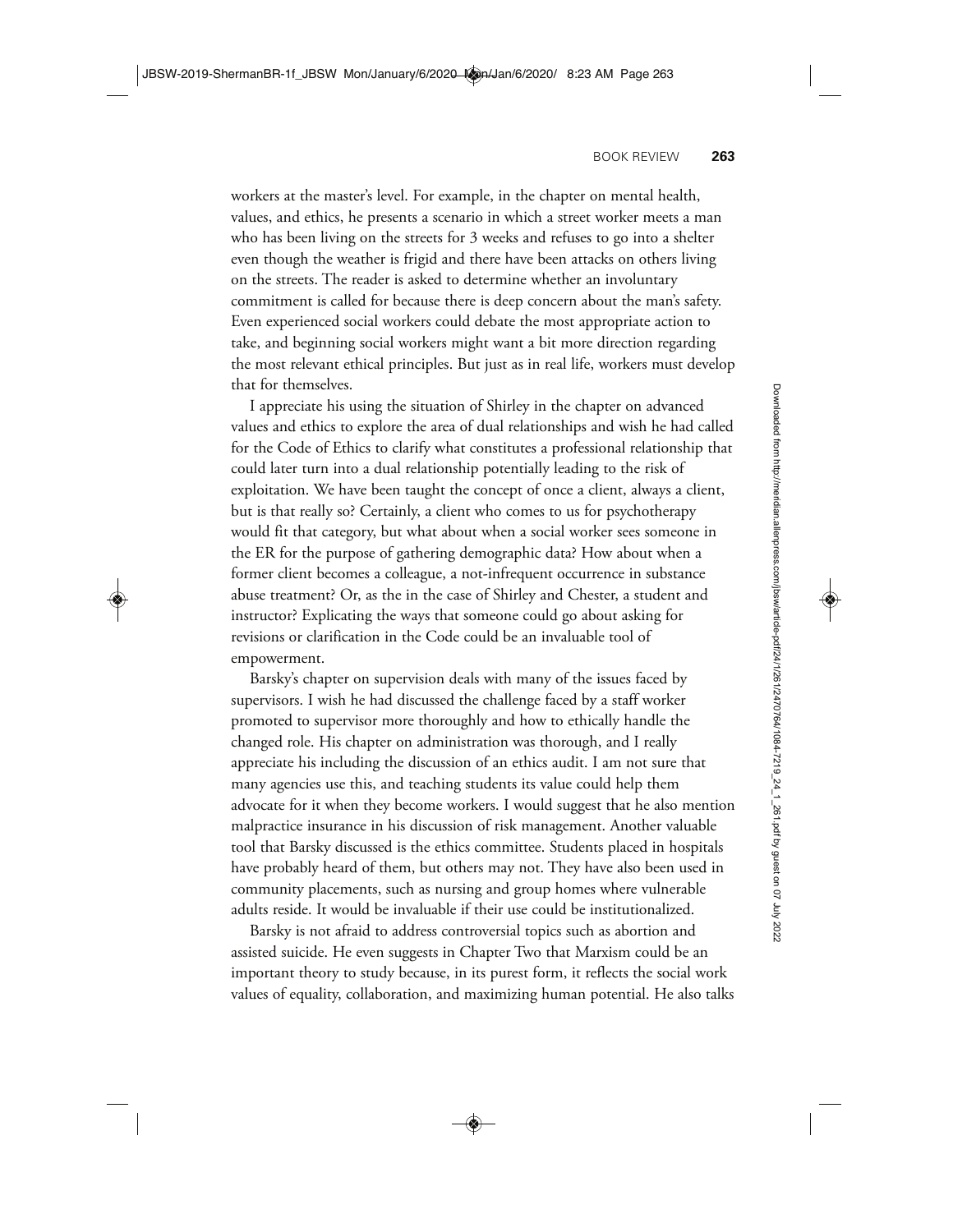workers at the master's level. For example, in the chapter on mental health, values, and ethics, he presents a scenario in which a street worker meets a man who has been living on the streets for 3 weeks and refuses to go into a shelter even though the weather is frigid and there have been attacks on others living on the streets. The reader is asked to determine whether an involuntary commitment is called for because there is deep concern about the man's safety. Even experienced social workers could debate the most appropriate action to take, and beginning social workers might want a bit more direction regarding the most relevant ethical principles. But just as in real life, workers must develop that for themselves.

I appreciate his using the situation of Shirley in the chapter on advanced values and ethics to explore the area of dual relationships and wish he had called for the Code of Ethics to clarify what constitutes a professional relationship that could later turn into a dual relationship potentially leading to the risk of exploitation. We have been taught the concept of once a client, always a client, but is that really so? Certainly, a client who comes to us for psychotherapy would fit that category, but what about when a social worker sees someone in the ER for the purpose of gathering demographic data? How about when a former client becomes a colleague, a not-infrequent occurrence in substance abuse treatment? Or, as the in the case of Shirley and Chester, a student and instructor? Explicating the ways that someone could go about asking for revisions or clarification in the Code could be an invaluable tool of empowerment.

Barsky's chapter on supervision deals with many of the issues faced by supervisors. I wish he had discussed the challenge faced by a staff worker promoted to supervisor more thoroughly and how to ethically handle the changed role. His chapter on administration was thorough, and I really appreciate his including the discussion of an ethics audit. I am not sure that many agencies use this, and teaching students its value could help them advocate for it when they become workers. I would suggest that he also mention malpractice insurance in his discussion of risk management. Another valuable tool that Barsky discussed is the ethics committee. Students placed in hospitals have probably heard of them, but others may not. They have also been used in community placements, such as nursing and group homes where vulnerable adults reside. It would be invaluable if their use could be institutionalized.

Barsky is not afraid to address controversial topics such as abortion and assisted suicide. He even suggests in Chapter Two that Marxism could be an important theory to study because, in its purest form, it reflects the social work values of equality, collaboration, and maximizing human potential. He also talks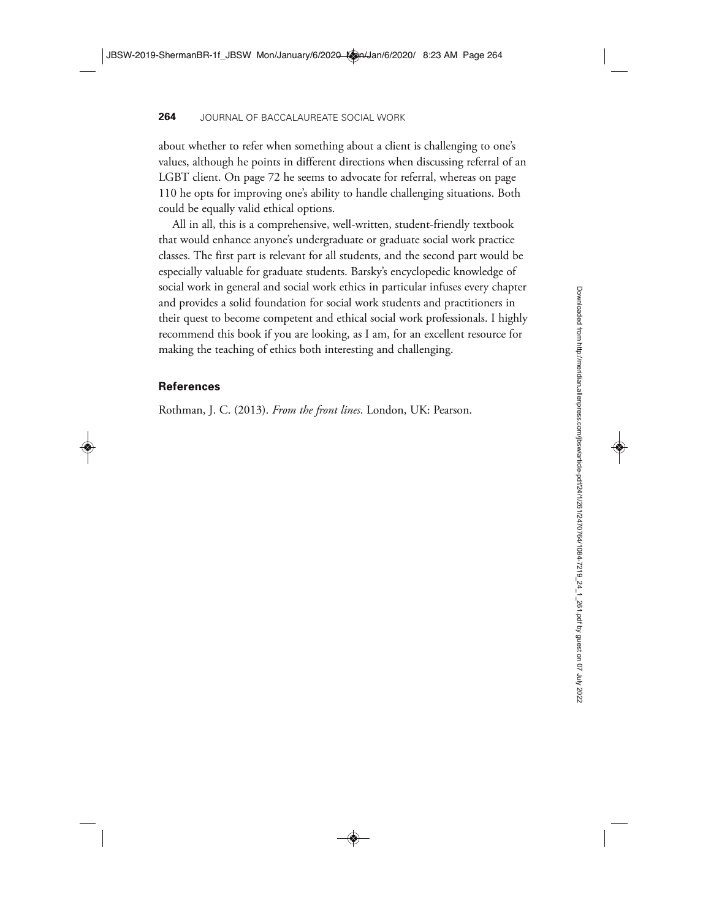about whether to refer when something about a client is challenging to one's values, although he points in different directions when discussing referral of an LGBT client. On page 72 he seems to advocate for referral, whereas on page 110 he opts for improving one's ability to handle challenging situations. Both could be equally valid ethical options.

All in all, this is a comprehensive, well-written, student-friendly textbook that would enhance anyone's undergraduate or graduate social work practice classes. The first part is relevant for all students, and the second part would be especially valuable for graduate students. Barsky's encyclopedic knowledge of social work in general and social work ethics in particular infuses every chapter and provides a solid foundation for social work students and practitioners in their quest to become competent and ethical social work professionals. I highly recommend this book if you are looking, as I am, for an excellent resource for making the teaching of ethics both interesting and challenging.

## References

Rothman, J. C. (2013). *From the front lines*. London, UK: Pearson.